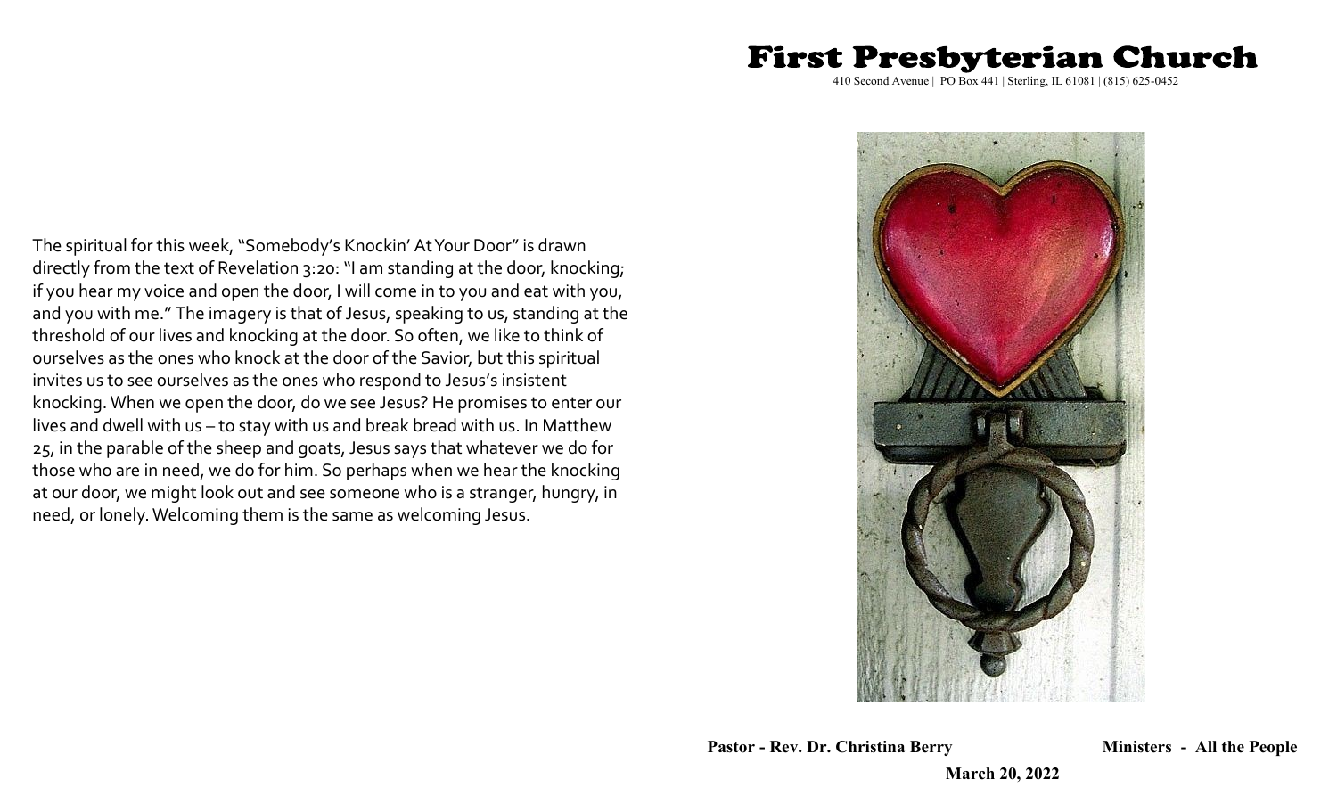# First Presbyterian Church

410 Second Avenue | PO Box 441 | Sterling, IL 61081 | (815) 625-0452

The spiritual for this week, "Somebody's Knockin' At Your Door" is drawn directly from the text of Revelation 3:20: "I am standing at the door, knocking; if you hear my voice and open the door, I will come in to you and eat with you, and you with me." The imagery is that of Jesus, speaking to us, standing at the threshold of our lives and knocking at the door. So often, we like to think of ourselves as the ones who knock at the door of the Savior, but this spiritual invites us to see ourselves as the ones who respond to Jesus's insistent knocking. When we open the door, do we see Jesus? He promises to enter our lives and dwell with us – to stay with us and break bread with us. In Matthew 25, in the parable of the sheep and goats, Jesus says that whatever we do for those who are in need, we do for him. So perhaps when we hear the knocking at our door, we might look out and see someone who is a stranger, hungry, in need, or lonely. Welcoming them is the same as welcoming Jesus.

**Pastor - Rev. Dr. Christina Berry** **Ministers - All the People**

**March 20, 2022**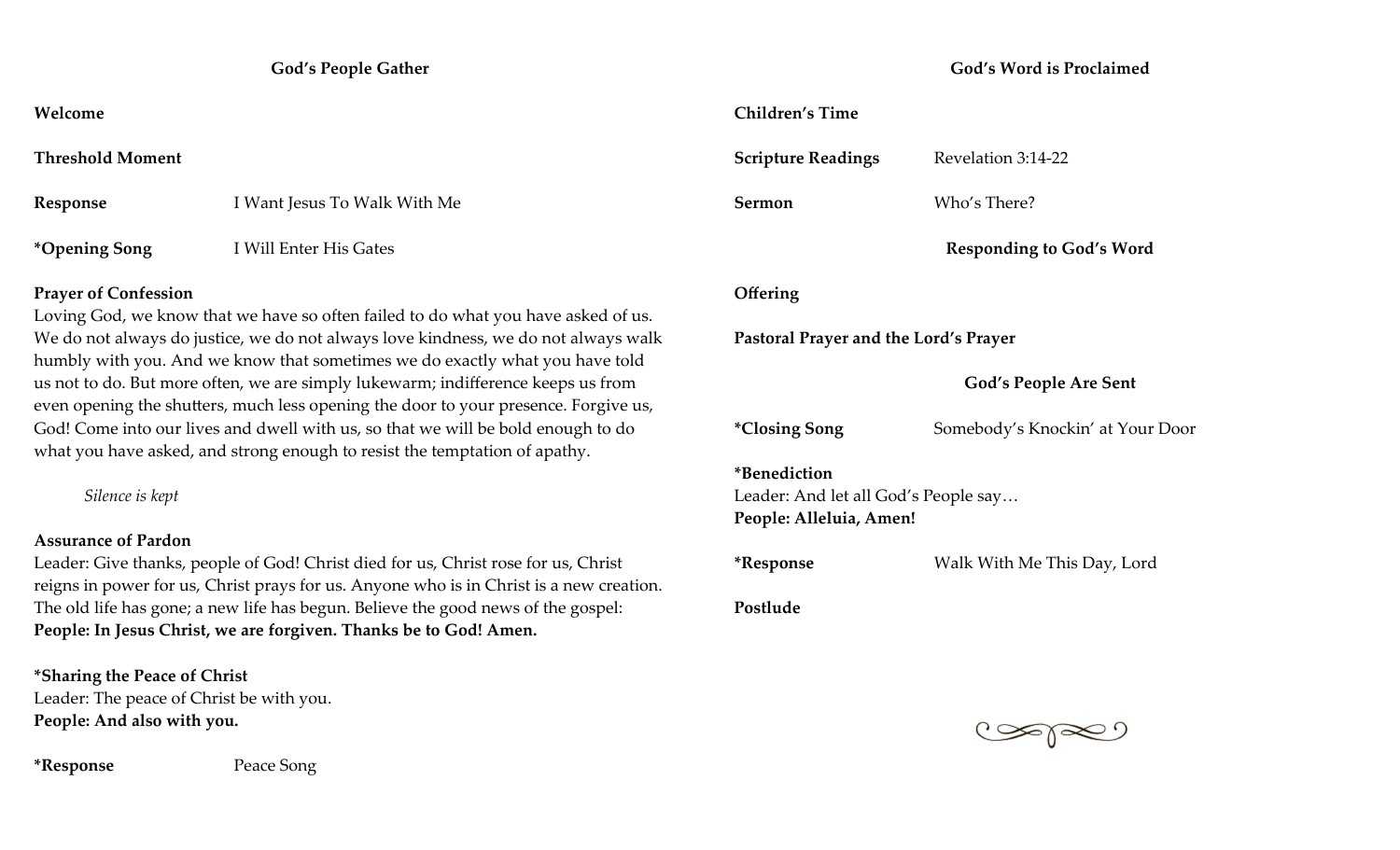## God's People Gather

**Welcome**

**Threshold Moment**

**Response** I Want Jesus To Walk With Me

**\*Opening Song** I Will Enter His Gates

**Prayer of Confession**
Loving God, we know that we have so often failed to do what you have asked of us. We do not always do justice, we do not always love kindness, we do not always walk humbly with you. And we know that sometimes we do exactly what you have told us not to do. But more often, we are simply lukewarm; indifference keeps us from even opening the shutters, much less opening the door to your presence. Forgive us, God! Come into our lives and dwell with us, so that we will be bold enough to do what you have asked, and strong enough to resist the temptation of apathy.

*Silence is kept*

**Assurance of Pardon**
Leader: Give thanks, people of God! Christ died for us, Christ rose for us, Christ reigns in power for us, Christ prays for us. Anyone who is in Christ is a new creation. The old life has gone; a new life has begun. Believe the good news of the gospel:
**People: In Jesus Christ, we are forgiven. Thanks be to God! Amen.**

**\*Sharing the Peace of Christ**
Leader: The peace of Christ be with you.
**People: And also with you.**

**\*Response** Peace Song

## God's Word is Proclaimed

**Children's Time**

**Scripture Readings** Revelation 3:14-22

**Sermon** Who's There?

## Responding to God's Word

**Offering**

**Pastoral Prayer and the Lord's Prayer**

## God's People Are Sent

**\*Closing Song** Somebody's Knockin' at Your Door

**\*Benediction**
Leader: And let all God's People say…
**People: Alleluia, Amen!**

**\*Response** Walk With Me This Day, Lord

**Postlude**